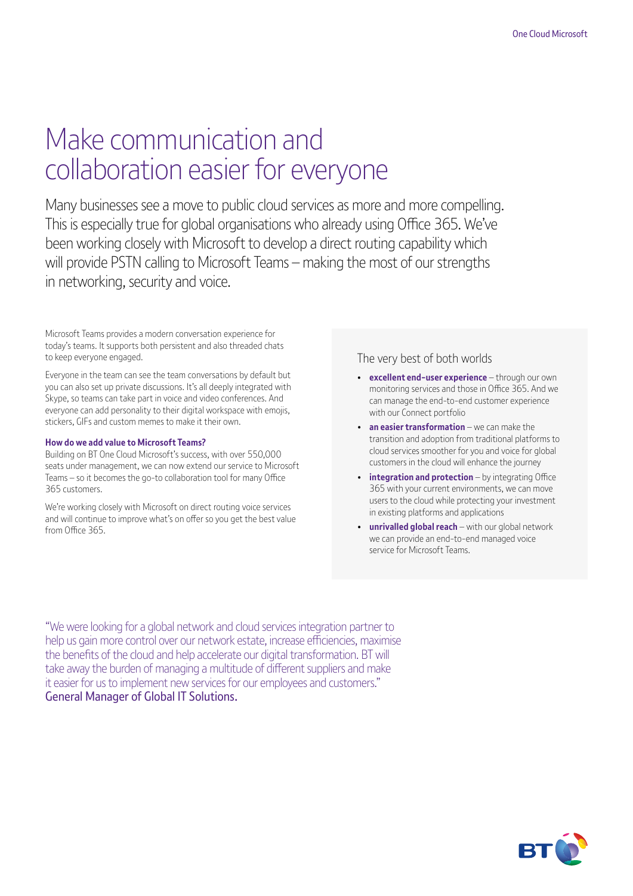# Make communication and collaboration easier for everyone

Many businesses see a move to public cloud services as more and more compelling. This is especially true for global organisations who already using Office 365. We've been working closely with Microsoft to develop a direct routing capability which will provide PSTN calling to Microsoft Teams – making the most of our strengths in networking, security and voice.

Microsoft Teams provides a modern conversation experience for today's teams. It supports both persistent and also threaded chats to keep everyone engaged.

Everyone in the team can see the team conversations by default but you can also set up private discussions. It's all deeply integrated with Skype, so teams can take part in voice and video conferences. And everyone can add personality to their digital workspace with emojis, stickers, GIFs and custom memes to make it their own.

**How do we add value to Microsoft Teams?**

Building on BT One Cloud Microsoft's success, with over 550,000 seats under management, we can now extend our service to Microsoft Teams – so it becomes the go-to collaboration tool for many Office 365 customers.

We're working closely with Microsoft on direct routing voice services and will continue to improve what's on offer so you get the best value from Office 365.

## The very best of both worlds

- **excellent end-user experience** – through our own monitoring services and those in Office 365. And we can manage the end-to-end customer experience with our Connect portfolio
- **an easier transformation** – we can make the transition and adoption from traditional platforms to cloud services smoother for you and voice for global customers in the cloud will enhance the journey
- **integration and protection** – by integrating Office 365 with your current environments, we can move users to the cloud while protecting your investment in existing platforms and applications
- **unrivalled global reach** – with our global network we can provide an end-to-end managed voice service for Microsoft Teams.

"We were looking for a global network and cloud services integration partner to help us gain more control over our network estate, increase efficiencies, maximise the benefits of the cloud and help accelerate our digital transformation. BT will take away the burden of managing a multitude of different suppliers and make it easier for us to implement new services for our employees and customers."
General Manager of Global IT Solutions.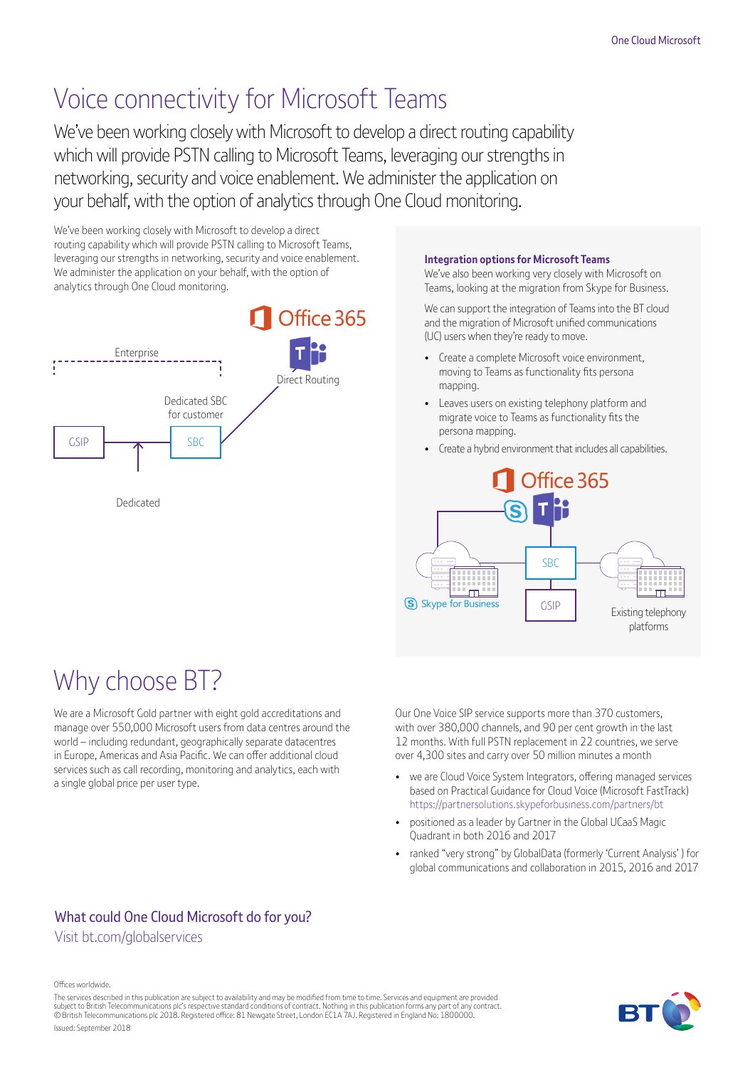# Voice connectivity for Microsoft Teams

We've been working closely with Microsoft to develop a direct routing capability which will provide PSTN calling to Microsoft Teams, leveraging our strengths in networking, security and voice enablement. We administer the application on your behalf, with the option of analytics through One Cloud monitoring.

We've been working closely with Microsoft to develop a direct routing capability which will provide PSTN calling to Microsoft Teams, leveraging our strengths in networking, security and voice enablement. We administer the application on your behalf, with the option of analytics through One Cloud monitoring.

Office 365

Direct Routing

Enterprise

Dedicated SBC for customer

GSIP

SBC

Dedicated

### Integration options for Microsoft Teams

We've also been working very closely with Microsoft on Teams, looking at the migration from Skype for Business.

We can support the integration of Teams into the BT cloud and the migration of Microsoft unified communications (UC) users when they're ready to move.

- Create a complete Microsoft voice environment, moving to Teams as functionality fits persona mapping.
- Leaves users on existing telephony platform and migrate voice to Teams as functionality fits the persona mapping.
- Create a hybrid environment that includes all capabilities.

Office 365

SBC

GSIP

Skype for Business

Existing telephony platforms

# Why choose BT?

We are a Microsoft Gold partner with eight gold accreditations and manage over 550,000 Microsoft users from data centres around the world – including redundant, geographically separate datacentres in Europe, Americas and Asia Pacific. We can offer additional cloud services such as call recording, monitoring and analytics, each with a single global price per user type.

Our One Voice SIP service supports more than 370 customers, with over 380,000 channels, and 90 per cent growth in the last 12 months. With full PSTN replacement in 22 countries, we serve over 4,300 sites and carry over 50 million minutes a month

- we are Cloud Voice System Integrators, offering managed services based on Practical Guidance for Cloud Voice (Microsoft FastTrack) https://partnersolutions.skypeforbusiness.com/partners/bt
- positioned as a leader by Gartner in the Global UCaaS Magic Quadrant in both 2016 and 2017
- ranked "very strong" by GlobalData (formerly 'Current Analysis' ) for global communications and collaboration in 2015, 2016 and 2017

## What could One Cloud Microsoft do for you?

Visit bt.com/globalservices

Offices worldwide.

The services described in this publication are subject to availability and may be modified from time to time. Services and equipment are provided subject to British Telecommunications plc's respective standard conditions of contract. Nothing in this publication forms any part of any contract.
© British Telecommunications plc 2018. Registered office: 81 Newgate Street, London EC1A 7AJ. Registered in England No: 1800000.

Issued: September 2018